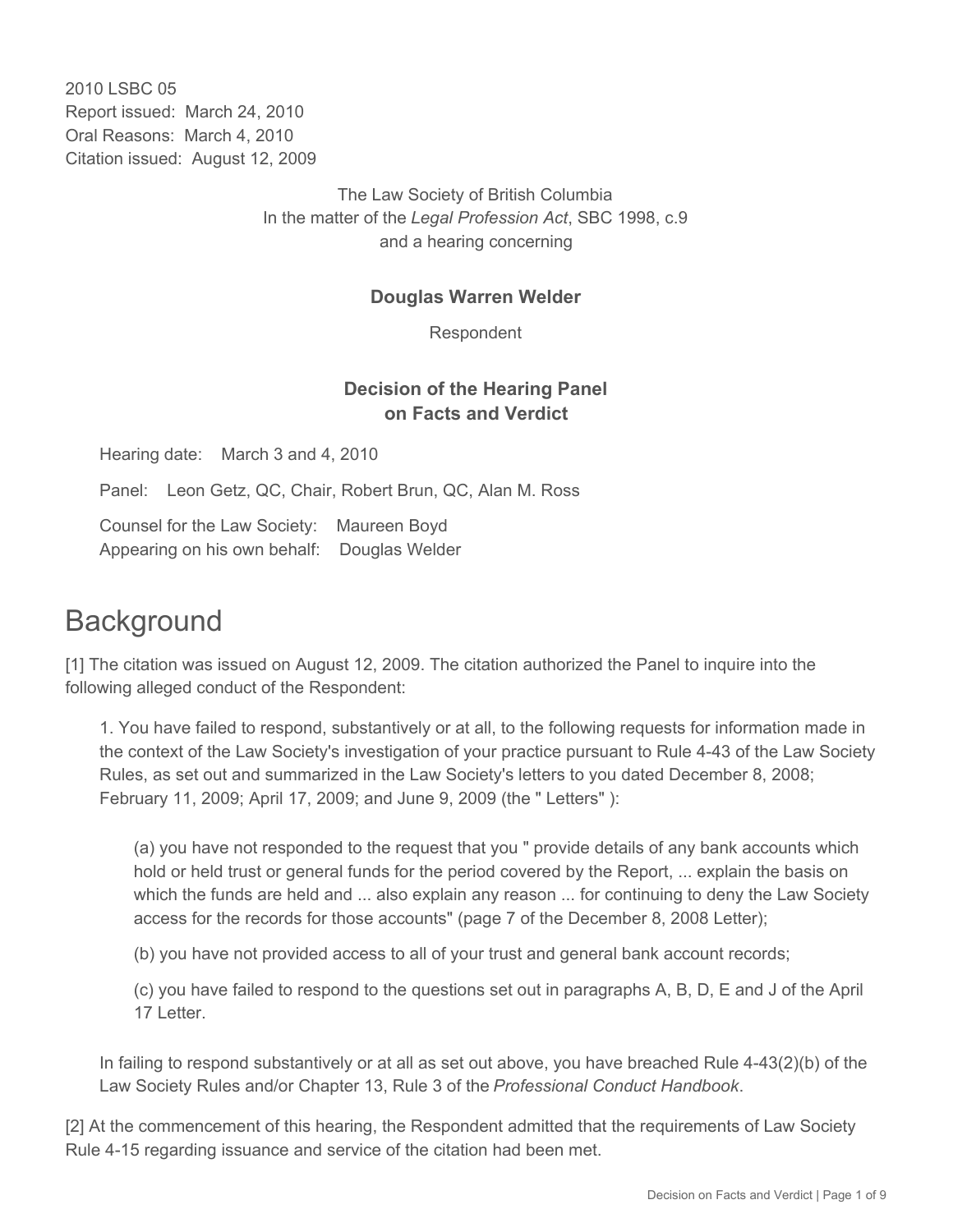2010 LSBC 05
Report issued: March 24, 2010
Oral Reasons: March 4, 2010
Citation issued: August 12, 2009

The Law Society of British Columbia
In the matter of the *Legal Profession Act*, SBC 1998, c.9
and a hearing concerning

**Douglas Warren Welder**

Respondent

**Decision of the Hearing Panel on Facts and Verdict**

Hearing date: March 3 and 4, 2010

Panel: Leon Getz, QC, Chair, Robert Brun, QC, Alan M. Ross

Counsel for the Law Society: Maureen Boyd
Appearing on his own behalf: Douglas Welder

# Background

[1] The citation was issued on August 12, 2009. The citation authorized the Panel to inquire into the following alleged conduct of the Respondent:

> 1. You have failed to respond, substantively or at all, to the following requests for information made in the context of the Law Society's investigation of your practice pursuant to Rule 4-43 of the Law Society Rules, as set out and summarized in the Law Society's letters to you dated December 8, 2008; February 11, 2009; April 17, 2009; and June 9, 2009 (the " Letters" ):
>
> > (a) you have not responded to the request that you " provide details of any bank accounts which hold or held trust or general funds for the period covered by the Report, ... explain the basis on which the funds are held and ... also explain any reason ... for continuing to deny the Law Society access for the records for those accounts" (page 7 of the December 8, 2008 Letter);
> >
> > (b) you have not provided access to all of your trust and general bank account records;
> >
> > (c) you have failed to respond to the questions set out in paragraphs A, B, D, E and J of the April 17 Letter.
>
> In failing to respond substantively or at all as set out above, you have breached Rule 4-43(2)(b) of the Law Society Rules and/or Chapter 13, Rule 3 of the *Professional Conduct Handbook*.

[2] At the commencement of this hearing, the Respondent admitted that the requirements of Law Society Rule 4-15 regarding issuance and service of the citation had been met.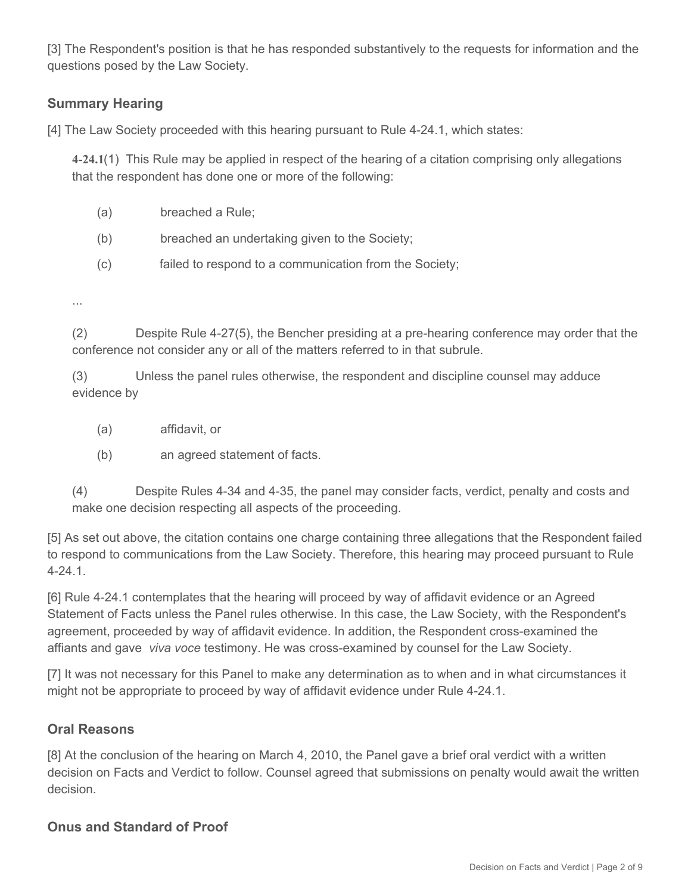[3] The Respondent's position is that he has responded substantively to the requests for information and the questions posed by the Law Society.

## Summary Hearing

[4] The Law Society proceeded with this hearing pursuant to Rule 4-24.1, which states:

> **4-24.1**(1) This Rule may be applied in respect of the hearing of a citation comprising only allegations that the respondent has done one or more of the following:
>
> (a) breached a Rule;
>
> (b) breached an undertaking given to the Society;
>
> (c) failed to respond to a communication from the Society;
>
> ...
>
> (2) Despite Rule 4-27(5), the Bencher presiding at a pre-hearing conference may order that the conference not consider any or all of the matters referred to in that subrule.
>
> (3) Unless the panel rules otherwise, the respondent and discipline counsel may adduce evidence by
>
> (a) affidavit, or
>
> (b) an agreed statement of facts.
>
> (4) Despite Rules 4-34 and 4-35, the panel may consider facts, verdict, penalty and costs and make one decision respecting all aspects of the proceeding.

[5] As set out above, the citation contains one charge containing three allegations that the Respondent failed to respond to communications from the Law Society. Therefore, this hearing may proceed pursuant to Rule 4-24.1.

[6] Rule 4-24.1 contemplates that the hearing will proceed by way of affidavit evidence or an Agreed Statement of Facts unless the Panel rules otherwise. In this case, the Law Society, with the Respondent's agreement, proceeded by way of affidavit evidence. In addition, the Respondent cross-examined the affiants and gave *viva voce* testimony. He was cross-examined by counsel for the Law Society.

[7] It was not necessary for this Panel to make any determination as to when and in what circumstances it might not be appropriate to proceed by way of affidavit evidence under Rule 4-24.1.

## Oral Reasons

[8] At the conclusion of the hearing on March 4, 2010, the Panel gave a brief oral verdict with a written decision on Facts and Verdict to follow. Counsel agreed that submissions on penalty would await the written decision.

## Onus and Standard of Proof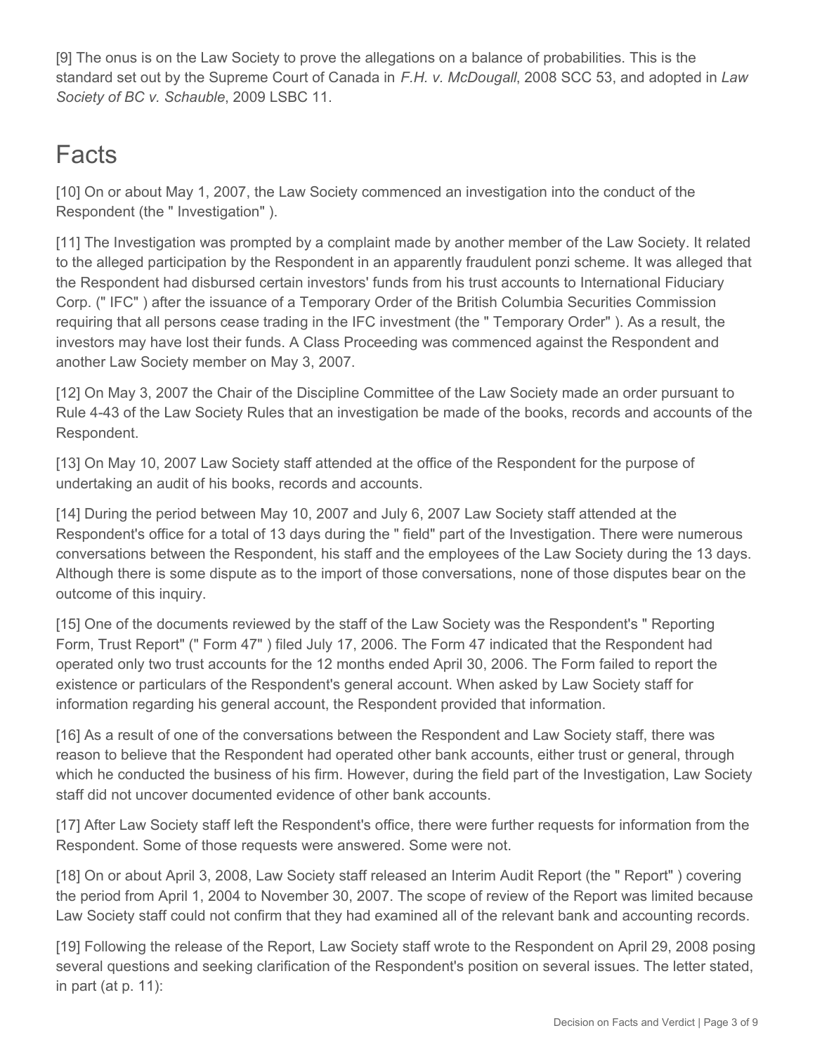[9] The onus is on the Law Society to prove the allegations on a balance of probabilities. This is the standard set out by the Supreme Court of Canada in *F.H. v. McDougall*, 2008 SCC 53, and adopted in *Law Society of BC v. Schauble*, 2009 LSBC 11.

# Facts

[10] On or about May 1, 2007, the Law Society commenced an investigation into the conduct of the Respondent (the " Investigation" ).

[11] The Investigation was prompted by a complaint made by another member of the Law Society. It related to the alleged participation by the Respondent in an apparently fraudulent ponzi scheme. It was alleged that the Respondent had disbursed certain investors' funds from his trust accounts to International Fiduciary Corp. (" IFC" ) after the issuance of a Temporary Order of the British Columbia Securities Commission requiring that all persons cease trading in the IFC investment (the " Temporary Order" ). As a result, the investors may have lost their funds. A Class Proceeding was commenced against the Respondent and another Law Society member on May 3, 2007.

[12] On May 3, 2007 the Chair of the Discipline Committee of the Law Society made an order pursuant to Rule 4-43 of the Law Society Rules that an investigation be made of the books, records and accounts of the Respondent.

[13] On May 10, 2007 Law Society staff attended at the office of the Respondent for the purpose of undertaking an audit of his books, records and accounts.

[14] During the period between May 10, 2007 and July 6, 2007 Law Society staff attended at the Respondent's office for a total of 13 days during the " field" part of the Investigation. There were numerous conversations between the Respondent, his staff and the employees of the Law Society during the 13 days. Although there is some dispute as to the import of those conversations, none of those disputes bear on the outcome of this inquiry.

[15] One of the documents reviewed by the staff of the Law Society was the Respondent's " Reporting Form, Trust Report" (" Form 47" ) filed July 17, 2006. The Form 47 indicated that the Respondent had operated only two trust accounts for the 12 months ended April 30, 2006. The Form failed to report the existence or particulars of the Respondent's general account. When asked by Law Society staff for information regarding his general account, the Respondent provided that information.

[16] As a result of one of the conversations between the Respondent and Law Society staff, there was reason to believe that the Respondent had operated other bank accounts, either trust or general, through which he conducted the business of his firm. However, during the field part of the Investigation, Law Society staff did not uncover documented evidence of other bank accounts.

[17] After Law Society staff left the Respondent's office, there were further requests for information from the Respondent. Some of those requests were answered. Some were not.

[18] On or about April 3, 2008, Law Society staff released an Interim Audit Report (the " Report" ) covering the period from April 1, 2004 to November 30, 2007. The scope of review of the Report was limited because Law Society staff could not confirm that they had examined all of the relevant bank and accounting records.

[19] Following the release of the Report, Law Society staff wrote to the Respondent on April 29, 2008 posing several questions and seeking clarification of the Respondent's position on several issues. The letter stated, in part (at p. 11):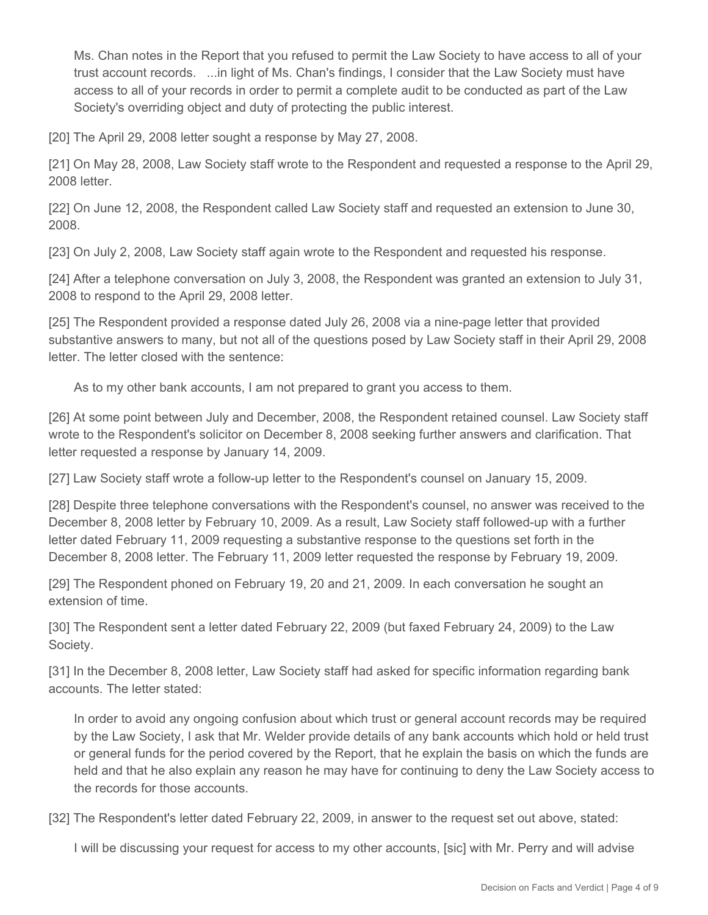> Ms. Chan notes in the Report that you refused to permit the Law Society to have access to all of your trust account records. ...in light of Ms. Chan's findings, I consider that the Law Society must have access to all of your records in order to permit a complete audit to be conducted as part of the Law Society's overriding object and duty of protecting the public interest.

[20] The April 29, 2008 letter sought a response by May 27, 2008.

[21] On May 28, 2008, Law Society staff wrote to the Respondent and requested a response to the April 29, 2008 letter.

[22] On June 12, 2008, the Respondent called Law Society staff and requested an extension to June 30, 2008.

[23] On July 2, 2008, Law Society staff again wrote to the Respondent and requested his response.

[24] After a telephone conversation on July 3, 2008, the Respondent was granted an extension to July 31, 2008 to respond to the April 29, 2008 letter.

[25] The Respondent provided a response dated July 26, 2008 via a nine-page letter that provided substantive answers to many, but not all of the questions posed by Law Society staff in their April 29, 2008 letter. The letter closed with the sentence:

> As to my other bank accounts, I am not prepared to grant you access to them.

[26] At some point between July and December, 2008, the Respondent retained counsel. Law Society staff wrote to the Respondent's solicitor on December 8, 2008 seeking further answers and clarification. That letter requested a response by January 14, 2009.

[27] Law Society staff wrote a follow-up letter to the Respondent's counsel on January 15, 2009.

[28] Despite three telephone conversations with the Respondent's counsel, no answer was received to the December 8, 2008 letter by February 10, 2009. As a result, Law Society staff followed-up with a further letter dated February 11, 2009 requesting a substantive response to the questions set forth in the December 8, 2008 letter. The February 11, 2009 letter requested the response by February 19, 2009.

[29] The Respondent phoned on February 19, 20 and 21, 2009. In each conversation he sought an extension of time.

[30] The Respondent sent a letter dated February 22, 2009 (but faxed February 24, 2009) to the Law Society.

[31] In the December 8, 2008 letter, Law Society staff had asked for specific information regarding bank accounts. The letter stated:

> In order to avoid any ongoing confusion about which trust or general account records may be required by the Law Society, I ask that Mr. Welder provide details of any bank accounts which hold or held trust or general funds for the period covered by the Report, that he explain the basis on which the funds are held and that he also explain any reason he may have for continuing to deny the Law Society access to the records for those accounts.

[32] The Respondent's letter dated February 22, 2009, in answer to the request set out above, stated:

> I will be discussing your request for access to my other accounts, [sic] with Mr. Perry and will advise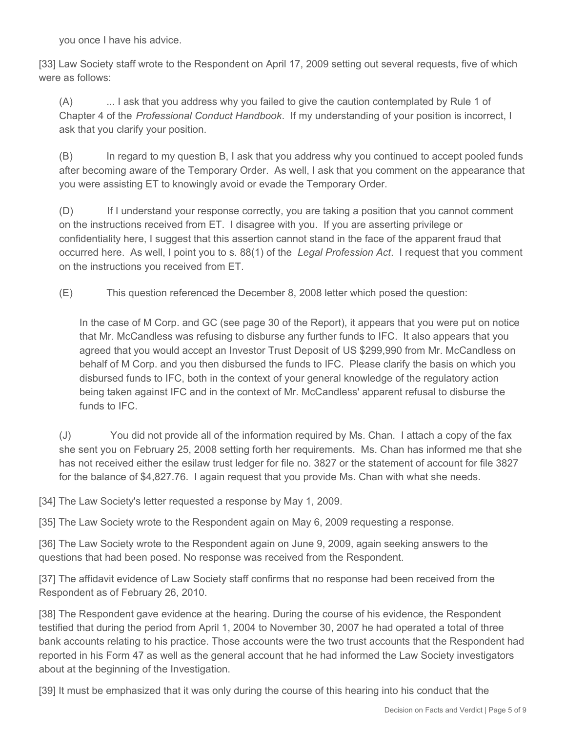you once I have his advice.

[33] Law Society staff wrote to the Respondent on April 17, 2009 setting out several requests, five of which were as follows:

> (A) ... I ask that you address why you failed to give the caution contemplated by Rule 1 of Chapter 4 of the *Professional Conduct Handbook*. If my understanding of your position is incorrect, I ask that you clarify your position.
>
> (B) In regard to my question B, I ask that you address why you continued to accept pooled funds after becoming aware of the Temporary Order. As well, I ask that you comment on the appearance that you were assisting ET to knowingly avoid or evade the Temporary Order.
>
> (D) If I understand your response correctly, you are taking a position that you cannot comment on the instructions received from ET. I disagree with you. If you are asserting privilege or confidentiality here, I suggest that this assertion cannot stand in the face of the apparent fraud that occurred here. As well, I point you to s. 88(1) of the *Legal Profession Act*. I request that you comment on the instructions you received from ET.
>
> (E) This question referenced the December 8, 2008 letter which posed the question:
>
> > In the case of M Corp. and GC (see page 30 of the Report), it appears that you were put on notice that Mr. McCandless was refusing to disburse any further funds to IFC. It also appears that you agreed that you would accept an Investor Trust Deposit of US $299,990 from Mr. McCandless on behalf of M Corp. and you then disbursed the funds to IFC. Please clarify the basis on which you disbursed funds to IFC, both in the context of your general knowledge of the regulatory action being taken against IFC and in the context of Mr. McCandless' apparent refusal to disburse the funds to IFC.
>
> (J) You did not provide all of the information required by Ms. Chan. I attach a copy of the fax she sent you on February 25, 2008 setting forth her requirements. Ms. Chan has informed me that she has not received either the esilaw trust ledger for file no. 3827 or the statement of account for file 3827 for the balance of $4,827.76. I again request that you provide Ms. Chan with what she needs.

[34] The Law Society's letter requested a response by May 1, 2009.

[35] The Law Society wrote to the Respondent again on May 6, 2009 requesting a response.

[36] The Law Society wrote to the Respondent again on June 9, 2009, again seeking answers to the questions that had been posed. No response was received from the Respondent.

[37] The affidavit evidence of Law Society staff confirms that no response had been received from the Respondent as of February 26, 2010.

[38] The Respondent gave evidence at the hearing. During the course of his evidence, the Respondent testified that during the period from April 1, 2004 to November 30, 2007 he had operated a total of three bank accounts relating to his practice. Those accounts were the two trust accounts that the Respondent had reported in his Form 47 as well as the general account that he had informed the Law Society investigators about at the beginning of the Investigation.

[39] It must be emphasized that it was only during the course of this hearing into his conduct that the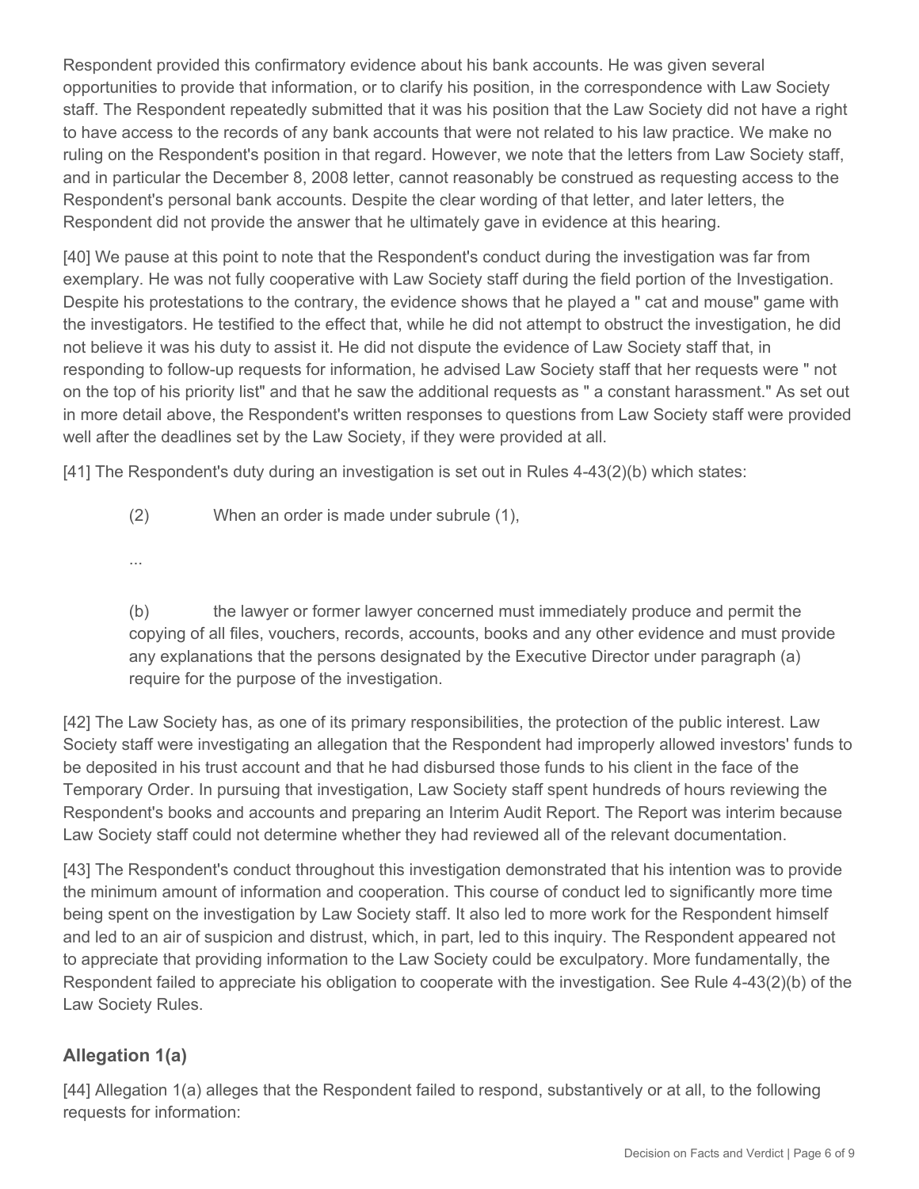Respondent provided this confirmatory evidence about his bank accounts. He was given several opportunities to provide that information, or to clarify his position, in the correspondence with Law Society staff. The Respondent repeatedly submitted that it was his position that the Law Society did not have a right to have access to the records of any bank accounts that were not related to his law practice. We make no ruling on the Respondent's position in that regard. However, we note that the letters from Law Society staff, and in particular the December 8, 2008 letter, cannot reasonably be construed as requesting access to the Respondent's personal bank accounts. Despite the clear wording of that letter, and later letters, the Respondent did not provide the answer that he ultimately gave in evidence at this hearing.

[40] We pause at this point to note that the Respondent's conduct during the investigation was far from exemplary. He was not fully cooperative with Law Society staff during the field portion of the Investigation. Despite his protestations to the contrary, the evidence shows that he played a " cat and mouse" game with the investigators. He testified to the effect that, while he did not attempt to obstruct the investigation, he did not believe it was his duty to assist it. He did not dispute the evidence of Law Society staff that, in responding to follow-up requests for information, he advised Law Society staff that her requests were " not on the top of his priority list" and that he saw the additional requests as " a constant harassment." As set out in more detail above, the Respondent's written responses to questions from Law Society staff were provided well after the deadlines set by the Law Society, if they were provided at all.

[41] The Respondent's duty during an investigation is set out in Rules 4-43(2)(b) which states:

> (2) When an order is made under subrule (1),
>
> ...
>
> (b) the lawyer or former lawyer concerned must immediately produce and permit the copying of all files, vouchers, records, accounts, books and any other evidence and must provide any explanations that the persons designated by the Executive Director under paragraph (a) require for the purpose of the investigation.

[42] The Law Society has, as one of its primary responsibilities, the protection of the public interest. Law Society staff were investigating an allegation that the Respondent had improperly allowed investors' funds to be deposited in his trust account and that he had disbursed those funds to his client in the face of the Temporary Order. In pursuing that investigation, Law Society staff spent hundreds of hours reviewing the Respondent's books and accounts and preparing an Interim Audit Report. The Report was interim because Law Society staff could not determine whether they had reviewed all of the relevant documentation.

[43] The Respondent's conduct throughout this investigation demonstrated that his intention was to provide the minimum amount of information and cooperation. This course of conduct led to significantly more time being spent on the investigation by Law Society staff. It also led to more work for the Respondent himself and led to an air of suspicion and distrust, which, in part, led to this inquiry. The Respondent appeared not to appreciate that providing information to the Law Society could be exculpatory. More fundamentally, the Respondent failed to appreciate his obligation to cooperate with the investigation. See Rule 4-43(2)(b) of the Law Society Rules.

## Allegation 1(a)

[44] Allegation 1(a) alleges that the Respondent failed to respond, substantively or at all, to the following requests for information: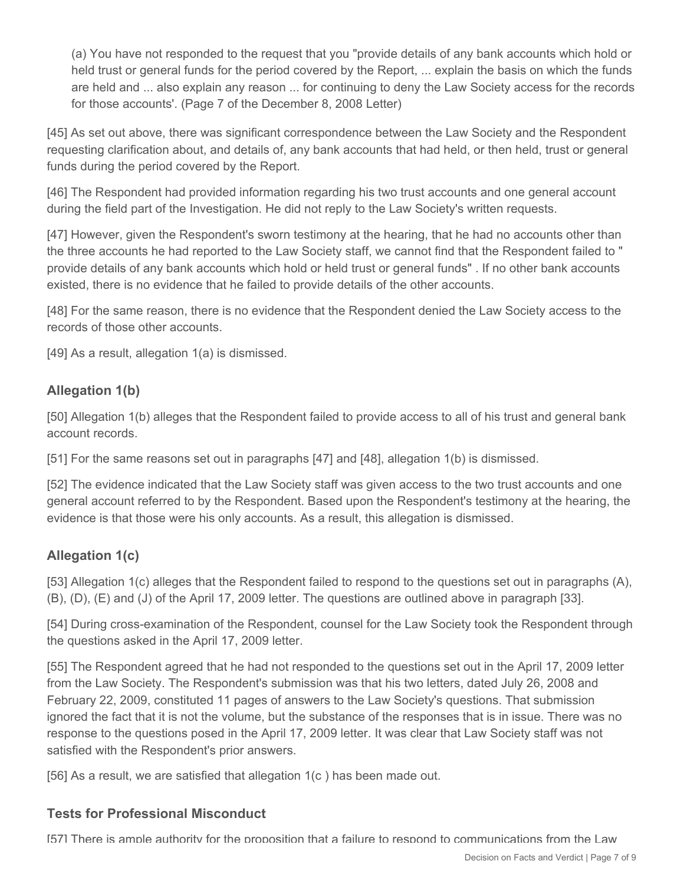(a) You have not responded to the request that you "provide details of any bank accounts which hold or held trust or general funds for the period covered by the Report, ... explain the basis on which the funds are held and ... also explain any reason ... for continuing to deny the Law Society access for the records for those accounts'. (Page 7 of the December 8, 2008 Letter)

[45] As set out above, there was significant correspondence between the Law Society and the Respondent requesting clarification about, and details of, any bank accounts that had held, or then held, trust or general funds during the period covered by the Report.

[46] The Respondent had provided information regarding his two trust accounts and one general account during the field part of the Investigation. He did not reply to the Law Society's written requests.

[47] However, given the Respondent's sworn testimony at the hearing, that he had no accounts other than the three accounts he had reported to the Law Society staff, we cannot find that the Respondent failed to " provide details of any bank accounts which hold or held trust or general funds" . If no other bank accounts existed, there is no evidence that he failed to provide details of the other accounts.

[48] For the same reason, there is no evidence that the Respondent denied the Law Society access to the records of those other accounts.

[49] As a result, allegation 1(a) is dismissed.

### Allegation 1(b)

[50] Allegation 1(b) alleges that the Respondent failed to provide access to all of his trust and general bank account records.

[51] For the same reasons set out in paragraphs [47] and [48], allegation 1(b) is dismissed.

[52] The evidence indicated that the Law Society staff was given access to the two trust accounts and one general account referred to by the Respondent. Based upon the Respondent's testimony at the hearing, the evidence is that those were his only accounts. As a result, this allegation is dismissed.

### Allegation 1(c)

[53] Allegation 1(c) alleges that the Respondent failed to respond to the questions set out in paragraphs (A), (B), (D), (E) and (J) of the April 17, 2009 letter. The questions are outlined above in paragraph [33].

[54] During cross-examination of the Respondent, counsel for the Law Society took the Respondent through the questions asked in the April 17, 2009 letter.

[55] The Respondent agreed that he had not responded to the questions set out in the April 17, 2009 letter from the Law Society. The Respondent's submission was that his two letters, dated July 26, 2008 and February 22, 2009, constituted 11 pages of answers to the Law Society's questions. That submission ignored the fact that it is not the volume, but the substance of the responses that is in issue. There was no response to the questions posed in the April 17, 2009 letter. It was clear that Law Society staff was not satisfied with the Respondent's prior answers.

[56] As a result, we are satisfied that allegation 1(c ) has been made out.

### Tests for Professional Misconduct

[57] There is ample authority for the proposition that a failure to respond to communications from the Law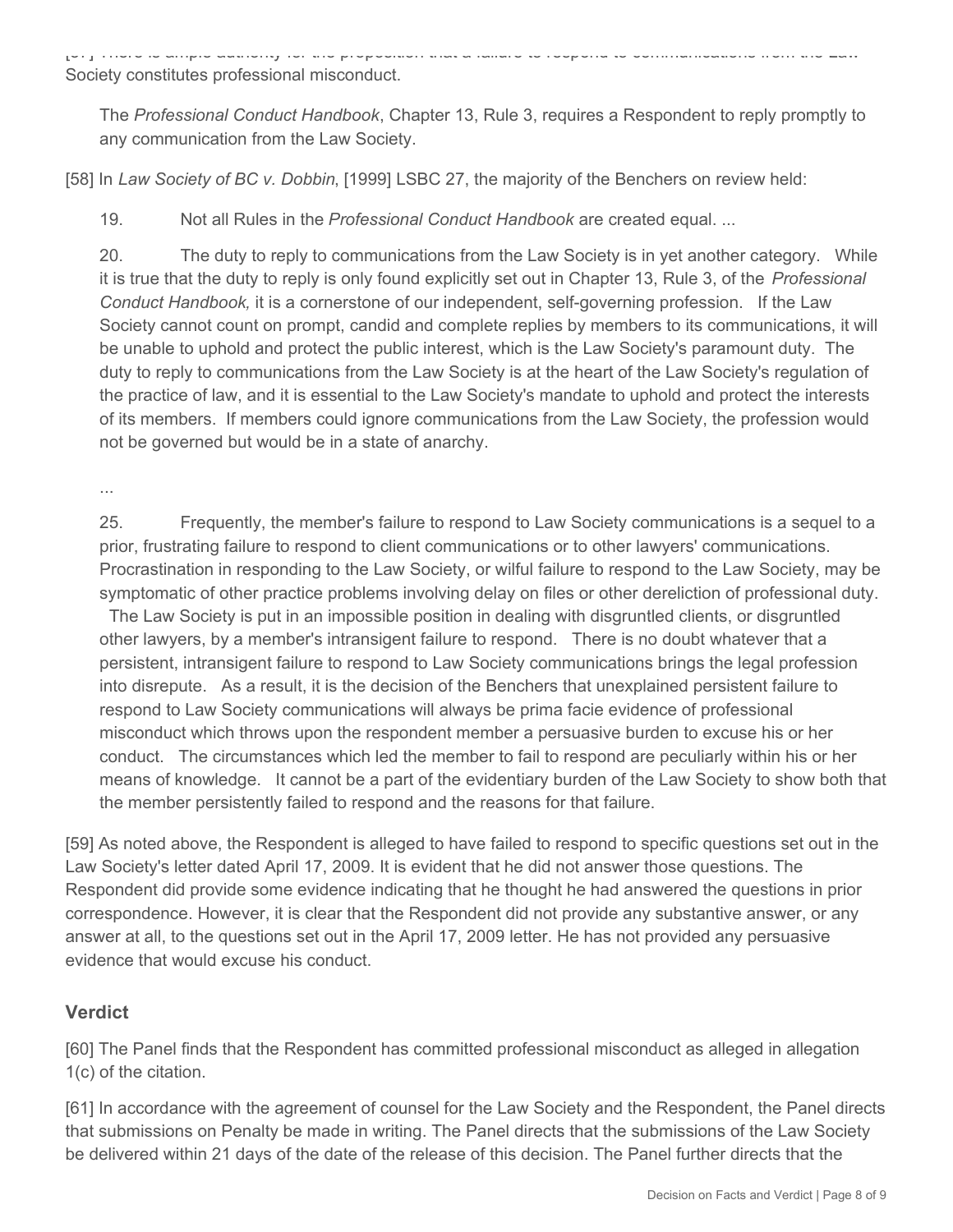[57] There is ample authority for the proposition that a failure to respond to communications from the Law Society constitutes professional misconduct.

> The *Professional Conduct Handbook*, Chapter 13, Rule 3, requires a Respondent to reply promptly to any communication from the Law Society.

[58] In *Law Society of BC v. Dobbin*, [1999] LSBC 27, the majority of the Benchers on review held:

> 19. Not all Rules in the *Professional Conduct Handbook* are created equal. ...
>
> 20. The duty to reply to communications from the Law Society is in yet another category. While it is true that the duty to reply is only found explicitly set out in Chapter 13, Rule 3, of the *Professional Conduct Handbook,* it is a cornerstone of our independent, self-governing profession. If the Law Society cannot count on prompt, candid and complete replies by members to its communications, it will be unable to uphold and protect the public interest, which is the Law Society's paramount duty. The duty to reply to communications from the Law Society is at the heart of the Law Society's regulation of the practice of law, and it is essential to the Law Society's mandate to uphold and protect the interests of its members. If members could ignore communications from the Law Society, the profession would not be governed but would be in a state of anarchy.
>
> ...
>
> 25. Frequently, the member's failure to respond to Law Society communications is a sequel to a prior, frustrating failure to respond to client communications or to other lawyers' communications. Procrastination in responding to the Law Society, or wilful failure to respond to the Law Society, may be symptomatic of other practice problems involving delay on files or other dereliction of professional duty. The Law Society is put in an impossible position in dealing with disgruntled clients, or disgruntled other lawyers, by a member's intransigent failure to respond. There is no doubt whatever that a persistent, intransigent failure to respond to Law Society communications brings the legal profession into disrepute. As a result, it is the decision of the Benchers that unexplained persistent failure to respond to Law Society communications will always be prima facie evidence of professional misconduct which throws upon the respondent member a persuasive burden to excuse his or her conduct. The circumstances which led the member to fail to respond are peculiarly within his or her means of knowledge. It cannot be a part of the evidentiary burden of the Law Society to show both that the member persistently failed to respond and the reasons for that failure.

[59] As noted above, the Respondent is alleged to have failed to respond to specific questions set out in the Law Society's letter dated April 17, 2009. It is evident that he did not answer those questions. The Respondent did provide some evidence indicating that he thought he had answered the questions in prior correspondence. However, it is clear that the Respondent did not provide any substantive answer, or any answer at all, to the questions set out in the April 17, 2009 letter. He has not provided any persuasive evidence that would excuse his conduct.

## Verdict

[60] The Panel finds that the Respondent has committed professional misconduct as alleged in allegation 1(c) of the citation.

[61] In accordance with the agreement of counsel for the Law Society and the Respondent, the Panel directs that submissions on Penalty be made in writing. The Panel directs that the submissions of the Law Society be delivered within 21 days of the date of the release of this decision. The Panel further directs that the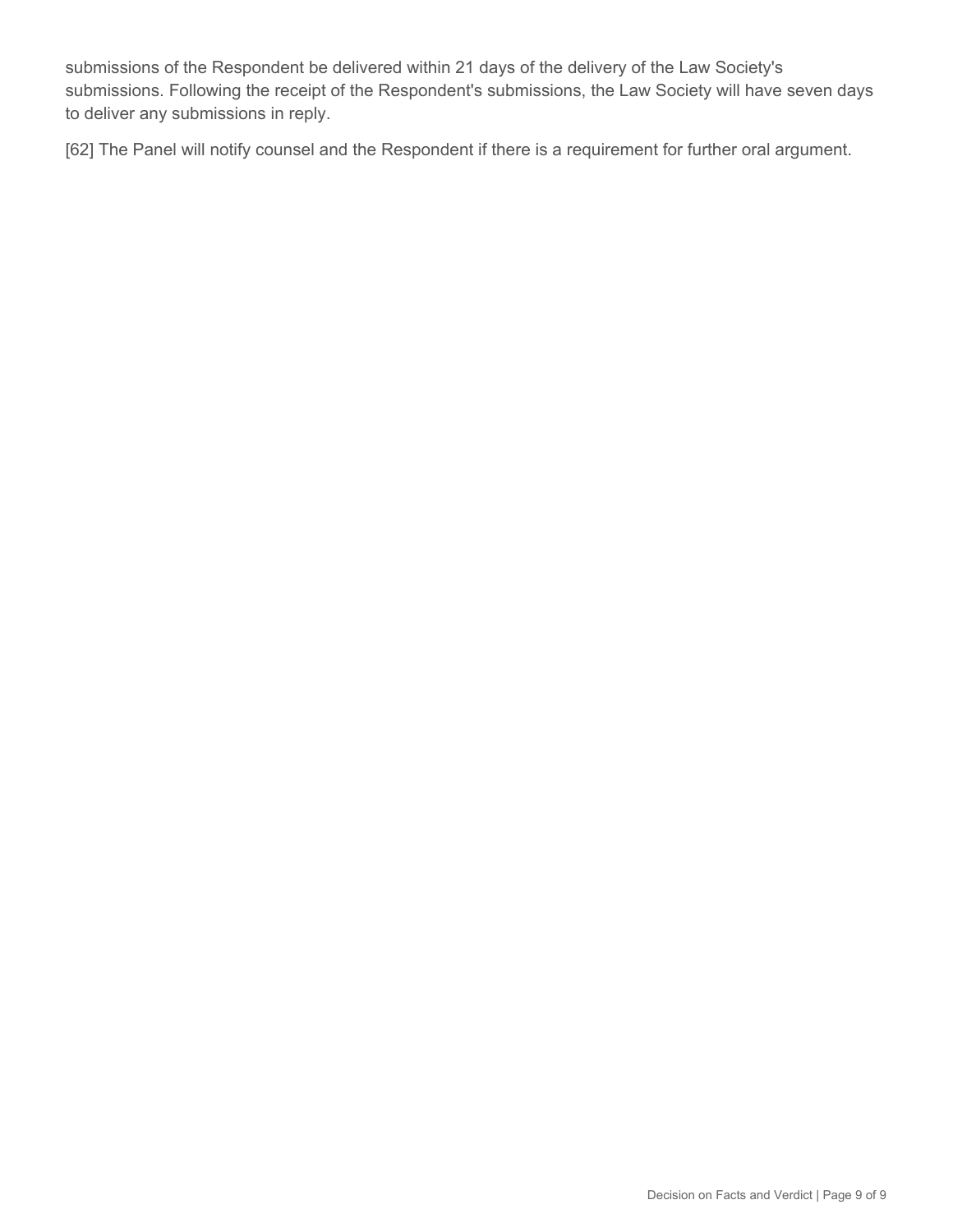submissions of the Respondent be delivered within 21 days of the delivery of the Law Society's submissions. Following the receipt of the Respondent's submissions, the Law Society will have seven days to deliver any submissions in reply.

[62] The Panel will notify counsel and the Respondent if there is a requirement for further oral argument.